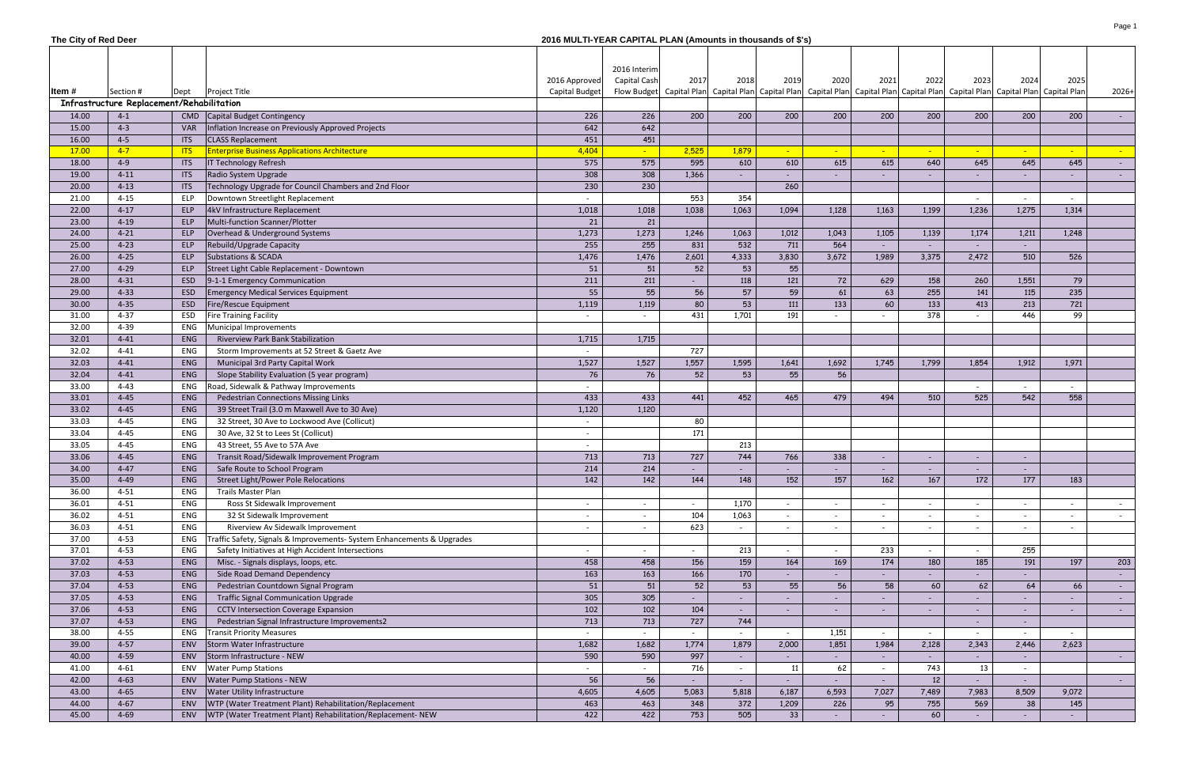**The City of Red Deer**

**2016 MULTI-YEAR CAPITAL PLAN (Amounts in thousands of $'s)**

| Item # | Section # | Dept | Project Title | 2016 Approved Capital Budget | 2016 Interim Capital Cash Flow Budget | 2017 Capital Plan | 2018 Capital Plan | 2019 Capital Plan | 2020 Capital Plan | 2021 Capital Plan | 2022 Capital Plan | 2023 Capital Plan | 2024 Capital Plan | 2025 Capital Plan | 2026+ |
|---|---|---|---|---|---|---|---|---|---|---|---|---|---|---|---|
| **Infrastructure Replacement/Rehabilitation** | | | | | | | | | | | | | | | |
| 14.00 | 4-1 | CMD | Capital Budget Contingency | 226 | 226 | 200 | 200 | 200 | 200 | 200 | 200 | 200 | 200 | 200 | - |
| 15.00 | 4-3 | VAR | Inflation Increase on Previously Approved Projects | 642 | 642 | | | | | | | | | | |
| 16.00 | 4-5 | ITS | CLASS Replacement | 451 | 451 | | | | | | | | | | |
| 17.00 | 4-7 | ITS | Enterprise Business Applications Architecture | 4,404 | - | 2,525 | 1,879 | - | - | - | - | - | - | - | - |
| 18.00 | 4-9 | ITS | IT Technology Refresh | 575 | 575 | 595 | 610 | 610 | 615 | 615 | 640 | 645 | 645 | 645 | - |
| 19.00 | 4-11 | ITS | Radio System Upgrade | 308 | 308 | 1,366 | - | - | - | - | - | - | - | - | - |
| 20.00 | 4-13 | ITS | Technology Upgrade for Council Chambers and 2nd Floor | 230 | 230 | | | 260 | | | | | | | |
| 21.00 | 4-15 | ELP | Downtown Streetlight Replacement | - | | 553 | 354 | | | | | - | - | - | |
| 22.00 | 4-17 | ELP | 4kV Infrastructure Replacement | 1,018 | 1,018 | 1,038 | 1,063 | 1,094 | 1,128 | 1,163 | 1,199 | 1,236 | 1,275 | 1,314 | |
| 23.00 | 4-19 | ELP | Multi-function Scanner/Plotter | 21 | 21 | | | | | | | | | | |
| 24.00 | 4-21 | ELP | Overhead & Underground Systems | 1,273 | 1,273 | 1,246 | 1,063 | 1,012 | 1,043 | 1,105 | 1,139 | 1,174 | 1,211 | 1,248 | |
| 25.00 | 4-23 | ELP | Rebuild/Upgrade Capacity | 255 | 255 | 831 | 532 | 711 | 564 | - | - | - | - | | |
| 26.00 | 4-25 | ELP | Substations & SCADA | 1,476 | 1,476 | 2,601 | 4,333 | 3,830 | 3,672 | 1,989 | 3,375 | 2,472 | 510 | 526 | |
| 27.00 | 4-29 | ELP | Street Light Cable Replacement - Downtown | 51 | 51 | 52 | 53 | 55 | | | | | | | |
| 28.00 | 4-31 | ESD | 9-1-1 Emergency Communication | 211 | 211 | - | 118 | 121 | 72 | 629 | 158 | 260 | 1,551 | 79 | |
| 29.00 | 4-33 | ESD | Emergency Medical Services Equipment | 55 | 55 | 56 | 57 | 59 | 61 | 63 | 255 | 141 | 115 | 235 | |
| 30.00 | 4-35 | ESD | Fire/Rescue Equipment | 1,119 | 1,119 | 80 | 53 | 111 | 133 | 60 | 133 | 413 | 213 | 721 | |
| 31.00 | 4-37 | ESD | Fire Training Facility | - | - | 431 | 1,701 | 191 | - | - | 378 | - | 446 | 99 | |
| 32.00 | 4-39 | ENG | Municipal Improvements | | | | | | | | | | | | |
| 32.01 | 4-41 | ENG | Riverview Park Bank Stabilization | 1,715 | 1,715 | | | | | | | | | | |
| 32.02 | 4-41 | ENG | Storm Improvements at 52 Street & Gaetz Ave | - | | 727 | | | | | | | | | |
| 32.03 | 4-41 | ENG | Municipal 3rd Party Capital Work | 1,527 | 1,527 | 1,557 | 1,595 | 1,641 | 1,692 | 1,745 | 1,799 | 1,854 | 1,912 | 1,971 | |
| 32.04 | 4-41 | ENG | Slope Stability Evaluation (5 year program) | 76 | 76 | 52 | 53 | 55 | 56 | | | | | | |
| 33.00 | 4-43 | ENG | Road, Sidewalk & Pathway Improvements | - | | | | | | | | - | - | - | |
| 33.01 | 4-45 | ENG | Pedestrian Connections Missing Links | 433 | 433 | 441 | 452 | 465 | 479 | 494 | 510 | 525 | 542 | 558 | |
| 33.02 | 4-45 | ENG | 39 Street Trail (3.0 m Maxwell Ave to 30 Ave) | 1,120 | 1,120 | | | | | | | | | | |
| 33.03 | 4-45 | ENG | 32 Street, 30 Ave to Lockwood Ave (Collicut) | - | | 80 | | | | | | | | | |
| 33.04 | 4-45 | ENG | 30 Ave, 32 St to Lees St (Collicut) | - | | 171 | | | | | | | | | |
| 33.05 | 4-45 | ENG | 43 Street, 55 Ave to 57A Ave | - | | | 213 | | | | | | | | |
| 33.06 | 4-45 | ENG | Transit Road/Sidewalk Improvement Program | 713 | 713 | 727 | 744 | 766 | 338 | - | - | - | - | | |
| 34.00 | 4-47 | ENG | Safe Route to School Program | 214 | 214 | - | - | - | - | - | - | - | - | | |
| 35.00 | 4-49 | ENG | Street Light/Power Pole Relocations | 142 | 142 | 144 | 148 | 152 | 157 | 162 | 167 | 172 | 177 | 183 | |
| 36.00 | 4-51 | ENG | Trails Master Plan | | | | | | | | | | | | |
| 36.01 | 4-51 | ENG | Ross St Sidewalk Improvement | - | - | - | 1,170 | - | - | - | - | - | - | - | - |
| 36.02 | 4-51 | ENG | 32 St Sidewalk Improvement | - | - | 104 | 1,063 | - | - | - | - | - | - | - | - |
| 36.03 | 4-51 | ENG | Riverview Av Sidewalk Improvement | - | - | 623 | - | - | - | - | - | - | - | - | |
| 37.00 | 4-53 | ENG | Traffic Safety, Signals & Improvements- System Enhancements & Upgrades | | | | | | | | | | | | |
| 37.01 | 4-53 | ENG | Safety Initiatives at High Accident Intersections | - | - | - | 213 | - | - | 233 | - | - | 255 | | |
| 37.02 | 4-53 | ENG | Misc. - Signals displays, loops, etc. | 458 | 458 | 156 | 159 | 164 | 169 | 174 | 180 | 185 | 191 | 197 | 203 |
| 37.03 | 4-53 | ENG | Side Road Demand Dependency | 163 | 163 | 166 | 170 | - | - | - | - | - | - | | - |
| 37.04 | 4-53 | ENG | Pedestrian Countdown Signal Program | 51 | 51 | 52 | 53 | 55 | 56 | 58 | 60 | 62 | 64 | 66 | - |
| 37.05 | 4-53 | ENG | Traffic Signal Communication Upgrade | 305 | 305 | - | - | - | - | - | - | - | - | - | - |
| 37.06 | 4-53 | ENG | CCTV Intersection Coverage Expansion | 102 | 102 | 104 | - | - | - | - | - | - | - | - | - |
| 37.07 | 4-53 | ENG | Pedestrian Signal Infrastructure Improvements2 | 713 | 713 | 727 | 744 | | | | | - | - | | |
| 38.00 | 4-55 | ENG | Transit Priority Measures | - | - | - | - | - | 1,151 | - | - | - | - | - | |
| 39.00 | 4-57 | ENV | Storm Water Infrastructure | 1,682 | 1,682 | 1,774 | 1,879 | 2,000 | 1,851 | 1,984 | 2,128 | 2,343 | 2,446 | 2,623 | |
| 40.00 | 4-59 | ENV | Storm Infrastructure - NEW | 590 | 590 | 997 | - | - | - | - | - | - | - | | - |
| 41.00 | 4-61 | ENV | Water Pump Stations | - | - | 716 | - | 11 | 62 | - | 743 | 13 | - | | |
| 42.00 | 4-63 | ENV | Water Pump Stations - NEW | 56 | 56 | - | - | - | - | - | 12 | - | - | | - |
| 43.00 | 4-65 | ENV | Water Utility Infrastructure | 4,605 | 4,605 | 5,083 | 5,818 | 6,187 | 6,593 | 7,027 | 7,489 | 7,983 | 8,509 | 9,072 | |
| 44.00 | 4-67 | ENV | WTP (Water Treatment Plant) Rehabilitation/Replacement | 463 | 463 | 348 | 372 | 1,209 | 226 | 95 | 755 | 569 | 38 | 145 | |
| 45.00 | 4-69 | ENV | WTP (Water Treatment Plant) Rehabilitation/Replacement- NEW | 422 | 422 | 753 | 505 | 33 | - | - | 60 | - | - | - | |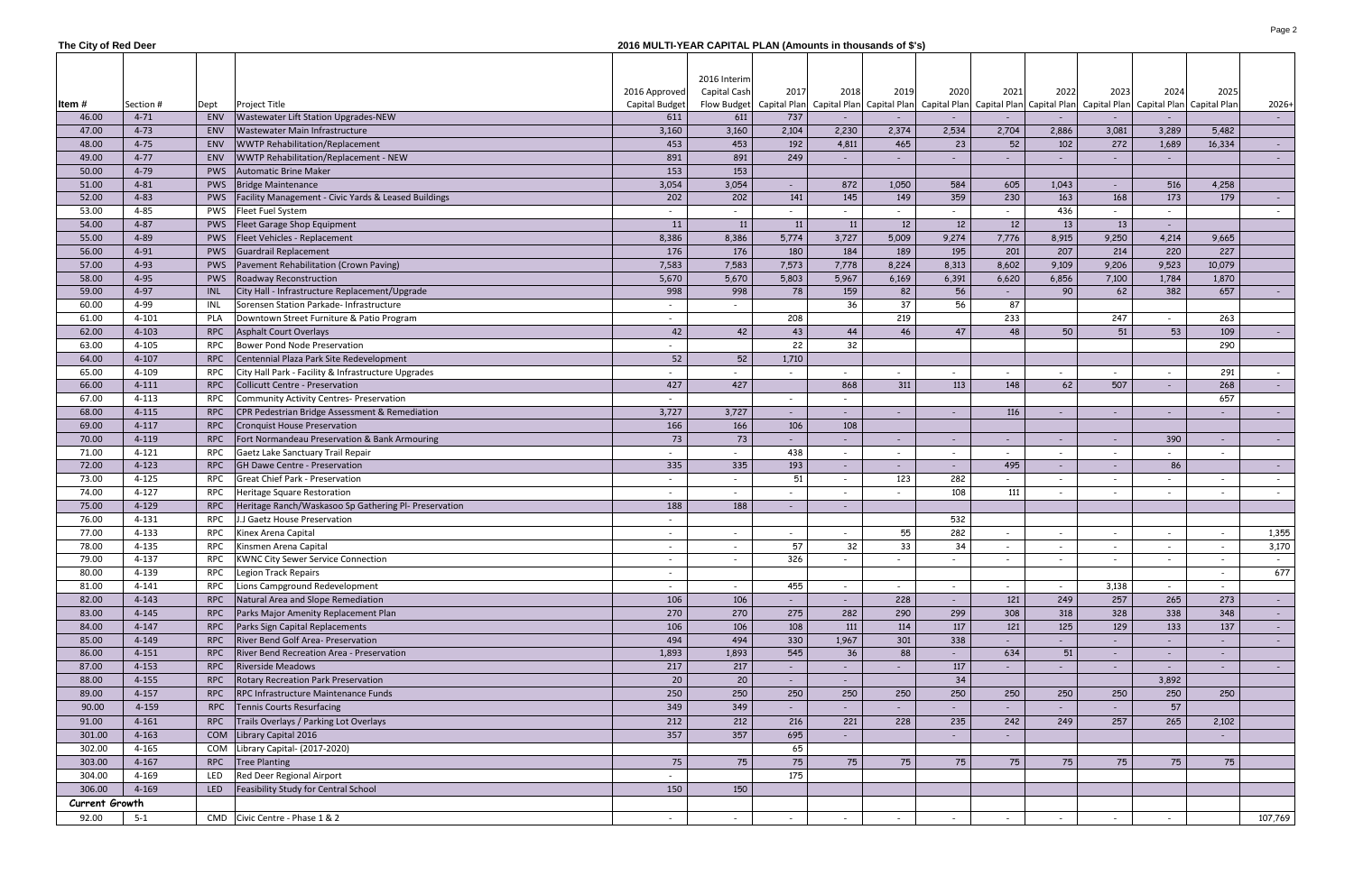**The City of Red Deer**

**2016 MULTI-YEAR CAPITAL PLAN (Amounts in thousands of $'s)**

| Item # | Section # | Dept | Project Title | 2016 Approved Capital Budget | 2016 Interim Capital Cash Flow Budget | 2017 Capital Plan | 2018 Capital Plan | 2019 Capital Plan | 2020 Capital Plan | 2021 Capital Plan | 2022 Capital Plan | 2023 Capital Plan | 2024 Capital Plan | 2025 Capital Plan | 2026+ |
|---|---|---|---|---|---|---|---|---|---|---|---|---|---|---|---|
| 46.00 | 4-71 | ENV | Wastewater Lift Station Upgrades-NEW | 611 | 611 | 737 | - | - | - | - | - | - | - | | - |
| 47.00 | 4-73 | ENV | Wastewater Main Infrastructure | 3,160 | 3,160 | 2,104 | 2,230 | 2,374 | 2,534 | 2,704 | 2,886 | 3,081 | 3,289 | 5,482 | |
| 48.00 | 4-75 | ENV | WWTP Rehabilitation/Replacement | 453 | 453 | 192 | 4,811 | 465 | 23 | 52 | 102 | 272 | 1,689 | 16,334 | - |
| 49.00 | 4-77 | ENV | WWTP Rehabilitation/Replacement - NEW | 891 | 891 | 249 | - | - | - | - | - | - | - | | - |
| 50.00 | 4-79 | PWS | Automatic Brine Maker | 153 | 153 | | | | | | | | | | |
| 51.00 | 4-81 | PWS | Bridge Maintenance | 3,054 | 3,054 | - | 872 | 1,050 | 584 | 605 | 1,043 | - | 516 | 4,258 | |
| 52.00 | 4-83 | PWS | Facility Management - Civic Yards & Leased Buildings | 202 | 202 | 141 | 145 | 149 | 359 | 230 | 163 | 168 | 173 | 179 | - |
| 53.00 | 4-85 | PWS | Fleet Fuel System | - | - | - | - | - | - | - | 436 | - | - | | - |
| 54.00 | 4-87 | PWS | Fleet Garage Shop Equipment | 11 | 11 | 11 | 11 | 12 | 12 | 12 | 13 | 13 | - | | |
| 55.00 | 4-89 | PWS | Fleet Vehicles - Replacement | 8,386 | 8,386 | 5,774 | 3,727 | 5,009 | 9,274 | 7,776 | 8,915 | 9,250 | 4,214 | 9,665 | |
| 56.00 | 4-91 | PWS | Guardrail Replacement | 176 | 176 | 180 | 184 | 189 | 195 | 201 | 207 | 214 | 220 | 227 | |
| 57.00 | 4-93 | PWS | Pavement Rehabilitation (Crown Paving) | 7,583 | 7,583 | 7,573 | 7,778 | 8,224 | 8,313 | 8,602 | 9,109 | 9,206 | 9,523 | 10,079 | |
| 58.00 | 4-95 | PWS | Roadway Reconstruction | 5,670 | 5,670 | 5,803 | 5,967 | 6,169 | 6,391 | 6,620 | 6,856 | 7,100 | 1,784 | 1,870 | |
| 59.00 | 4-97 | INL | City Hall - Infrastructure Replacement/Upgrade | 998 | 998 | 78 | 159 | 82 | 56 | - | 90 | 62 | 382 | 657 | - |
| 60.00 | 4-99 | INL | Sorensen Station Parkade- Infrastructure | - | - | | 36 | 37 | 56 | 87 | | | | | |
| 61.00 | 4-101 | PLA | Downtown Street Furniture & Patio Program | - | | 208 | | 219 | | 233 | | 247 | - | 263 | |
| 62.00 | 4-103 | RPC | Asphalt Court Overlays | 42 | 42 | 43 | 44 | 46 | 47 | 48 | 50 | 51 | 53 | 109 | - |
| 63.00 | 4-105 | RPC | Bower Pond Node Preservation | - | | 22 | 32 | | | | | | | 290 | |
| 64.00 | 4-107 | RPC | Centennial Plaza Park Site Redevelopment | 52 | 52 | 1,710 | | | | | | | | | |
| 65.00 | 4-109 | RPC | City Hall Park - Facility & Infrastructure Upgrades | - | - | - | - | - | - | - | - | - | - | 291 | - |
| 66.00 | 4-111 | RPC | Collicutt Centre - Preservation | 427 | 427 | | 868 | 311 | 113 | 148 | 62 | 507 | - | 268 | - |
| 67.00 | 4-113 | RPC | Community Activity Centres- Preservation | - | | - | - | | | | | | | 657 | |
| 68.00 | 4-115 | RPC | CPR Pedestrian Bridge Assessment & Remediation | 3,727 | 3,727 | - | - | - | - | 116 | - | - | - | - | - |
| 69.00 | 4-117 | RPC | Cronquist House Preservation | 166 | 166 | 106 | 108 | | | | | | | | |
| 70.00 | 4-119 | RPC | Fort Normandeau Preservation & Bank Armouring | 73 | 73 | - | - | - | - | - | - | - | 390 | - | - |
| 71.00 | 4-121 | RPC | Gaetz Lake Sanctuary Trail Repair | - | - | 438 | - | - | - | - | - | - | - | - | |
| 72.00 | 4-123 | RPC | GH Dawe Centre - Preservation | 335 | 335 | 193 | - | - | - | 495 | - | - | 86 | | - |
| 73.00 | 4-125 | RPC | Great Chief Park - Preservation | - | - | 51 | - | 123 | 282 | - | - | - | - | - | - |
| 74.00 | 4-127 | RPC | Heritage Square Restoration | - | - | - | - | - | 108 | 111 | - | - | - | - | - |
| 75.00 | 4-129 | RPC | Heritage Ranch/Waskasoo Sp Gathering Pl- Preservation | 188 | 188 | - | - | | | | | | | | |
| 76.00 | 4-131 | RPC | J.J Gaetz House Preservation | - | | | | | 532 | | | | | | |
| 77.00 | 4-133 | RPC | Kinex Arena Capital | - | - | - | - | 55 | 282 | - | - | - | - | - | 1,355 |
| 78.00 | 4-135 | RPC | Kinsmen Arena Capital | - | - | 57 | 32 | 33 | 34 | - | - | - | - | - | 3,170 |
| 79.00 | 4-137 | RPC | KWNC City Sewer Service Connection | - | - | 326 | - | - | - | - | - | - | - | - | - |
| 80.00 | 4-139 | RPC | Legion Track Repairs | - | | | | | | | | | | - | 677 |
| 81.00 | 4-141 | RPC | Lions Campground Redevelopment | - | - | 455 | - | - | - | - | - | 3,138 | - | - | |
| 82.00 | 4-143 | RPC | Natural Area and Slope Remediation | 106 | 106 | - | - | 228 | - | 121 | 249 | 257 | 265 | 273 | - |
| 83.00 | 4-145 | RPC | Parks Major Amenity Replacement Plan | 270 | 270 | 275 | 282 | 290 | 299 | 308 | 318 | 328 | 338 | 348 | - |
| 84.00 | 4-147 | RPC | Parks Sign Capital Replacements | 106 | 106 | 108 | 111 | 114 | 117 | 121 | 125 | 129 | 133 | 137 | - |
| 85.00 | 4-149 | RPC | River Bend Golf Area- Preservation | 494 | 494 | 330 | 1,967 | 301 | 338 | - | - | - | - | - | - |
| 86.00 | 4-151 | RPC | River Bend Recreation Area - Preservation | 1,893 | 1,893 | 545 | 36 | 88 | - | 634 | 51 | - | - | - | |
| 87.00 | 4-153 | RPC | Riverside Meadows | 217 | 217 | - | - | - | 117 | - | - | - | - | - | - |
| 88.00 | 4-155 | RPC | Rotary Recreation Park Preservation | 20 | 20 | - | - | | 34 | | | | 3,892 | | |
| 89.00 | 4-157 | RPC | RPC Infrastructure Maintenance Funds | 250 | 250 | 250 | 250 | 250 | 250 | 250 | 250 | 250 | 250 | 250 | |
| 90.00 | 4-159 | RPC | Tennis Courts Resurfacing | 349 | 349 | - | - | - | - | - | - | - | 57 | | |
| 91.00 | 4-161 | RPC | Trails Overlays / Parking Lot Overlays | 212 | 212 | 216 | 221 | 228 | 235 | 242 | 249 | 257 | 265 | 2,102 | |
| 301.00 | 4-163 | COM | Library Capital 2016 | 357 | 357 | 695 | - | | - | - | | | | - | |
| 302.00 | 4-165 | COM | Library Capital- (2017-2020) | | | 65 | | | | | | | | | |
| 303.00 | 4-167 | RPC | Tree Planting | 75 | 75 | 75 | 75 | 75 | 75 | 75 | 75 | 75 | 75 | 75 | |
| 304.00 | 4-169 | LED | Red Deer Regional Airport | - | | 175 | | | | | | | | | |
| 306.00 | 4-169 | LED | Feasibility Study for Central School | 150 | 150 | | | | | | | | | | |
| ***Current Growth*** | | | | | | | | | | | | | | | |
| 92.00 | 5-1 | CMD | Civic Centre - Phase 1 & 2 | - | - | - | - | - | - | - | - | - | - | | 107,769 |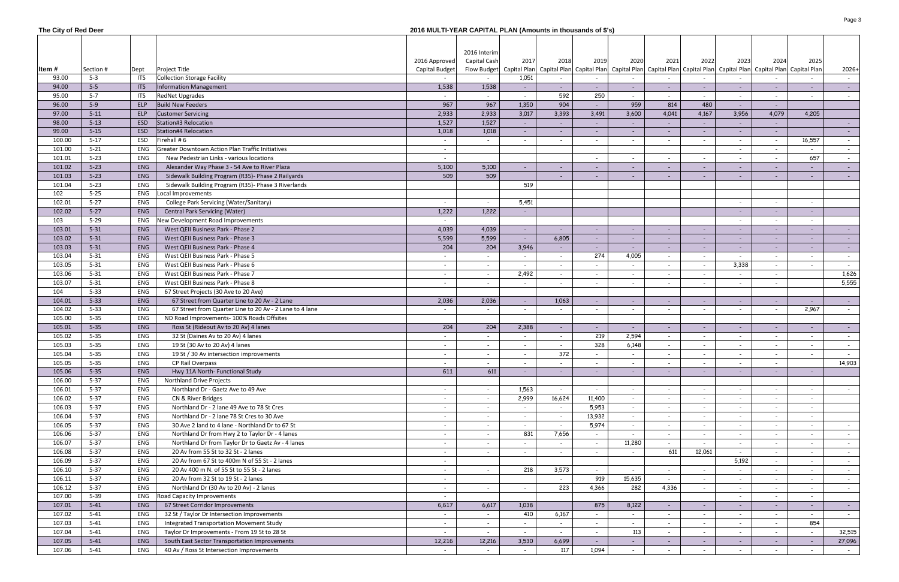**The City of Red Deer**

**2016 MULTI-YEAR CAPITAL PLAN (Amounts in thousands of $'s)**

| Item # | Section # | Dept | Project Title | 2016 Approved Capital Budget | 2016 Interim Capital Cash Flow Budget | 2017 Capital Plan | 2018 Capital Plan | 2019 Capital Plan | 2020 Capital Plan | 2021 Capital Plan | 2022 Capital Plan | 2023 Capital Plan | 2024 Capital Plan | 2025 Capital Plan | 2026+ |
|---|---|---|---|---|---|---|---|---|---|---|---|---|---|---|---|
| 93.00 | 5-3 | ITS | Collection Storage Facility | - | - | 1,051 | - | - | - | - | - | - | - | - | - |
| 94.00 | 5-5 | ITS | Information Management | 1,538 | 1,538 | - | - | - | - | - | - | - | - | - | - |
| 95.00 | 5-7 | ITS | RedNet Upgrades | - | - | - | 592 | 250 | - | - | - | - | - | - | - |
| 96.00 | 5-9 | ELP | Build New Feeders | 967 | 967 | 1,350 | 904 | - | 959 | 814 | 480 | - | - | | |
| 97.00 | 5-11 | ELP | Customer Servicing | 2,933 | 2,933 | 3,017 | 3,393 | 3,491 | 3,600 | 4,041 | 4,167 | 3,956 | 4,079 | 4,205 | |
| 98.00 | 5-13 | ESD | Station#3 Relocation | 1,527 | 1,527 | - | - | - | - | - | - | - | - | | - |
| 99.00 | 5-15 | ESD | Station#4 Relocation | 1,018 | 1,018 | - | - | - | - | - | - | - | - | | - |
| 100.00 | 5-17 | ESD | Firehall # 6 | - | - | - | - | - | - | - | - | - | - | 16,557 | - |
| 101.00 | 5-21 | ENG | Greater Downtown Action Plan Traffic Initiatives | - | | | | | | | | - | - | - | - |
| 101.01 | 5-23 | ENG | New Pedestrian Links - various locations | - | | | | - | - | - | - | - | - | 657 | - |
| 101.02 | 5-23 | ENG | Alexander Way Phase 3 - 54 Ave to River Plaza | 5,100 | 5,100 | - | - | - | - | - | - | - | - | - | - |
| 101.03 | 5-23 | ENG | Sidewalk Building Program (R35)- Phase 2 Railyards | 509 | 509 | | - | - | - | - | - | - | - | - | - |
| 101.04 | 5-23 | ENG | Sidewalk Building Program (R35)- Phase 3 Riverlands | | | 519 | | | | | | | | | |
| 102 | 5-25 | ENG | Local Improvements | | | | | | | | | | | | |
| 102.01 | 5-27 | ENG | College Park Servicing (Water/Sanitary) | - | - | 5,451 | | | | | | - | - | - | |
| 102.02 | 5-27 | ENG | Central Park Servicing (Water) | 1,222 | 1,222 | - | | | | | | - | - | - | |
| 103 | 5-29 | ENG | New Development Road Improvements | - | | | | | | | | - | - | - | |
| 103.01 | 5-31 | ENG | West QEII Business Park - Phase 2 | 4,039 | 4,039 | - | - | - | - | - | - | - | - | - | - |
| 103.02 | 5-31 | ENG | West QEII Business Park - Phase 3 | 5,599 | 5,599 | - | 6,805 | - | - | - | - | - | - | - | - |
| 103.03 | 5-31 | ENG | West QEII Business Park - Phase 4 | 204 | 204 | 3,946 | - | - | - | - | - | - | - | - | - |
| 103.04 | 5-31 | ENG | West QEII Business Park - Phase 5 | - | - | - | - | 274 | 4,005 | - | - | - | - | - | - |
| 103.05 | 5-31 | ENG | West QEII Business Park - Phase 6 | - | - | - | - | - | - | - | - | 3,338 | - | - | - |
| 103.06 | 5-31 | ENG | West QEII Business Park - Phase 7 | - | - | 2,492 | - | - | - | - | - | - | - | | 1,626 |
| 103.07 | 5-31 | ENG | West QEII Business Park - Phase 8 | - | - | - | - | - | - | - | - | - | - | | 5,555 |
| 104 | 5-33 | ENG | 67 Street Projects (30 Ave to 20 Ave) | | | | | | | | | | | | |
| 104.01 | 5-33 | ENG | 67 Street from Quarter Line to 20 Av - 2 Lane | 2,036 | 2,036 | - | 1,063 | - | - | - | - | - | - | - | - |
| 104.02 | 5-33 | ENG | 67 Street from Quarter Line to 20 Av - 2 Lane to 4 lane | - | - | - | - | - | - | - | - | - | - | 2,967 | - |
| 105.00 | 5-35 | ENG | ND Road Improvements- 100% Roads Offsites | | | | | | | | | | | | |
| 105.01 | 5-35 | ENG | Ross St (Rideout Av to 20 Av) 4 lanes | 204 | 204 | 2,388 | - | - | - | - | - | - | - | - | - |
| 105.02 | 5-35 | ENG | 32 St (Daines Av to 20 Av) 4 lanes | - | - | - | - | 219 | 2,594 | - | - | - | - | - | - |
| 105.03 | 5-35 | ENG | 19 St (30 Av to 20 Av) 4 lanes | - | - | - | - | 328 | 6,148 | - | - | - | - | - | - |
| 105.04 | 5-35 | ENG | 19 St / 30 Av intersection improvements | - | - | - | 372 | - | - | - | - | - | - | - | - |
| 105.05 | 5-35 | ENG | CP Rail Overpass | - | - | - | - | - | - | - | - | - | - | | 14,903 |
| 105.06 | 5-35 | ENG | Hwy 11A North- Functional Study | 611 | 611 | - | - | - | - | - | - | - | - | - | |
| 106.00 | 5-37 | ENG | Northland Drive Projects | | | | | | | | | | | | |
| 106.01 | 5-37 | ENG | Northland Dr - Gaetz Ave to 49 Ave | - | - | 1,563 | - | - | - | - | - | - | - | - | - |
| 106.02 | 5-37 | ENG | CN & River Bridges | - | - | 2,999 | 16,624 | 11,400 | - | - | - | - | - | - | |
| 106.03 | 5-37 | ENG | Northland Dr - 2 lane 49 Ave to 78 St Cres | - | - | - | - | 5,953 | - | - | - | - | - | - | |
| 106.04 | 5-37 | ENG | Northland Dr - 2 lane 78 St Cres to 30 Ave | - | - | - | - | 13,932 | - | - | - | - | - | - | |
| 106.05 | 5-37 | ENG | 30 Ave 2 land to 4 lane - Northland Dr to 67 St | - | - | - | - | 5,974 | - | - | - | - | - | - | - |
| 106.06 | 5-37 | ENG | Northland Dr from Hwy 2 to Taylor Dr - 4 lanes | - | - | 831 | 7,656 | - | - | - | - | - | - | - | - |
| 106.07 | 5-37 | ENG | Northland Dr from Taylor Dr to Gaetz Av - 4 lanes | - | - | - | - | - | 11,280 | - | - | - | - | - | - |
| 106.08 | 5-37 | ENG | 20 Av from 55 St to 32 St - 2 lanes | - | - | - | - | - | - | 611 | 12,061 | - | - | - | - |
| 106.09 | 5-37 | ENG | 20 Av from 67 St to 400m N of 55 St - 2 lanes | - | | | | | | | | 5,192 | - | - | - |
| 106.10 | 5-37 | ENG | 20 Av 400 m N. of 55 St to 55 St - 2 lanes | - | - | 218 | 3,573 | - | - | - | - | - | - | - | - |
| 106.11 | 5-37 | ENG | 20 Av from 32 St to 19 St - 2 lanes | - | | | - | 919 | 15,635 | - | - | - | - | - | - |
| 106.12 | 5-37 | ENG | Northland Dr (30 Av to 20 Av) - 2 lanes | - | - | - | 223 | 4,366 | 282 | 4,336 | - | - | - | - | - |
| 107.00 | 5-39 | ENG | Road Capacity Improvements | - | | | | | | | | - | - | - | |
| 107.01 | 5-41 | ENG | 67 Street Corridor Improvements | 6,617 | 6,617 | 1,038 | | 875 | 8,122 | - | - | - | - | - | - |
| 107.02 | 5-41 | ENG | 32 St / Taylor Dr Intersection Improvements | - | - | 410 | 6,167 | - | - | - | - | - | - | - | - |
| 107.03 | 5-41 | ENG | Integrated Transportation Movement Study | - | - | - | - | - | - | - | - | - | - | 854 | |
| 107.04 | 5-41 | ENG | Taylor Dr Improvements - From 19 St to 28 St | - | - | - | - | - | 113 | - | - | - | - | - | 32,515 |
| 107.05 | 5-41 | ENG | South East Sector Transportation Improvements | 12,216 | 12,216 | 3,530 | 6,699 | - | - | - | - | - | - | - | 27,096 |
| 107.06 | 5-41 | ENG | 40 Av / Ross St Intersection Improvements | - | - | - | 117 | 1,094 | - | - | - | - | - | - | - |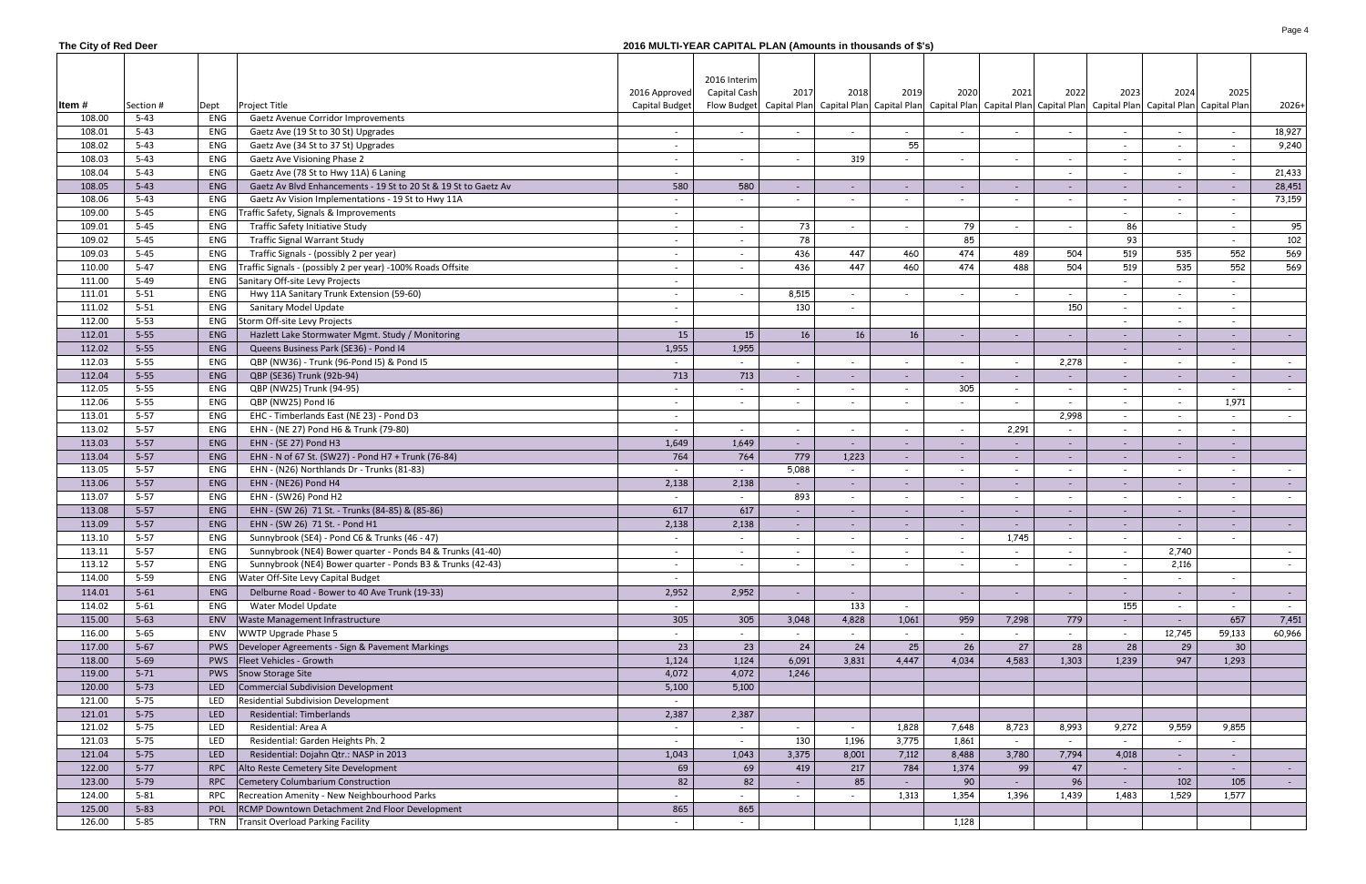**The City of Red Deer**

**2016 MULTI-YEAR CAPITAL PLAN (Amounts in thousands of $'s)**

| Item # | Section # | Dept | Project Title | 2016 Approved Capital Budget | 2016 Interim Capital Cash Flow Budget | 2017 Capital Plan | 2018 Capital Plan | 2019 Capital Plan | 2020 Capital Plan | 2021 Capital Plan | 2022 Capital Plan | 2023 Capital Plan | 2024 Capital Plan | 2025 Capital Plan | 2026+ |
|---|---|---|---|---|---|---|---|---|---|---|---|---|---|---|---|
| 108.00 | 5-43 | ENG | Gaetz Avenue Corridor Improvements | | | | | | | | | | | | |
| 108.01 | 5-43 | ENG | Gaetz Ave (19 St to 30 St) Upgrades | - | - | - | - | - | - | - | - | - | - | - | 18,927 |
| 108.02 | 5-43 | ENG | Gaetz Ave (34 St to 37 St) Upgrades | - | | | | 55 | | | | - | - | - | 9,240 |
| 108.03 | 5-43 | ENG | Gaetz Ave Visioning Phase 2 | - | - | - | 319 | - | - | - | - | - | - | - | |
| 108.04 | 5-43 | ENG | Gaetz Ave (78 St to Hwy 11A) 6 Laning | - | | | | | | | - | - | - | - | 21,433 |
| 108.05 | 5-43 | ENG | Gaetz Av Blvd Enhancements - 19 St to 20 St & 19 St to Gaetz Av | 580 | 580 | - | - | - | - | - | - | - | - | - | 28,451 |
| 108.06 | 5-43 | ENG | Gaetz Av Vision Implementations - 19 St to Hwy 11A | - | - | - | - | - | - | - | - | - | - | - | 73,159 |
| 109.00 | 5-45 | ENG | Traffic Safety, Signals & Improvements | - | | | | | | | | - | - | - | |
| 109.01 | 5-45 | ENG | Traffic Safety Initiative Study | - | - | 73 | - | - | 79 | - | - | 86 | | - | 95 |
| 109.02 | 5-45 | ENG | Traffic Signal Warrant Study | - | - | 78 | | | 85 | | | 93 | | - | 102 |
| 109.03 | 5-45 | ENG | Traffic Signals - (possibly 2 per year) | - | - | 436 | 447 | 460 | 474 | 489 | 504 | 519 | 535 | 552 | 569 |
| 110.00 | 5-47 | ENG | Traffic Signals - (possibly 2 per year) -100% Roads Offsite | - | - | 436 | 447 | 460 | 474 | 488 | 504 | 519 | 535 | 552 | 569 |
| 111.00 | 5-49 | ENG | Sanitary Off-site Levy Projects | - | | | | | | | | - | - | - | |
| 111.01 | 5-51 | ENG | Hwy 11A Sanitary Trunk Extension (59-60) | - | - | 8,515 | - | - | - | - | - | - | - | - | |
| 111.02 | 5-51 | ENG | Sanitary Model Update | - | | 130 | - | | | | 150 | - | - | - | |
| 112.00 | 5-53 | ENG | Storm Off-site Levy Projects | - | | | | | | | | - | - | - | |
| 112.01 | 5-55 | ENG | Hazlett Lake Stormwater Mgmt. Study / Monitoring | 15 | 15 | 16 | 16 | 16 | - | - | - | - | - | - | - |
| 112.02 | 5-55 | ENG | Queens Business Park (SE36) - Pond I4 | 1,955 | 1,955 | | | | | | | - | - | - | |
| 112.03 | 5-55 | ENG | QBP (NW36) - Trunk (96-Pond I5) & Pond I5 | - | - | - | - | - | - | - | 2,278 | - | - | - | - |
| 112.04 | 5-55 | ENG | QBP (SE36) Trunk (92b-94) | 713 | 713 | - | - | - | - | - | - | - | - | - | - |
| 112.05 | 5-55 | ENG | QBP (NW25) Trunk (94-95) | - | - | - | - | - | 305 | - | - | - | - | - | - |
| 112.06 | 5-55 | ENG | QBP (NW25) Pond I6 | - | - | - | - | - | - | - | - | - | - | 1,971 | |
| 113.01 | 5-57 | ENG | EHC - Timberlands East (NE 23) - Pond D3 | - | | | | | | | 2,998 | - | - | - | - |
| 113.02 | 5-57 | ENG | EHN - (NE 27) Pond H6 & Trunk (79-80) | - | - | - | - | - | - | 2,291 | - | - | - | - | |
| 113.03 | 5-57 | ENG | EHN - (SE 27) Pond H3 | 1,649 | 1,649 | - | - | - | - | - | - | - | - | - | |
| 113.04 | 5-57 | ENG | EHN - N of 67 St. (SW27) - Pond H7 + Trunk (76-84) | 764 | 764 | 779 | 1,223 | - | - | - | - | - | - | - | |
| 113.05 | 5-57 | ENG | EHN - (N26) Northlands Dr - Trunks (81-83) | - | - | 5,088 | - | - | - | - | - | - | - | - | - |
| 113.06 | 5-57 | ENG | EHN - (NE26) Pond H4 | 2,138 | 2,138 | - | - | - | - | - | - | - | - | - | - |
| 113.07 | 5-57 | ENG | EHN - (SW26) Pond H2 | - | - | 893 | - | - | - | - | - | - | - | - | - |
| 113.08 | 5-57 | ENG | EHN - (SW 26) 71 St. - Trunks (84-85) & (85-86) | 617 | 617 | - | - | - | - | - | - | - | - | - | |
| 113.09 | 5-57 | ENG | EHN - (SW 26) 71 St. - Pond H1 | 2,138 | 2,138 | - | - | - | - | - | - | - | - | - | - |
| 113.10 | 5-57 | ENG | Sunnybrook (SE4) - Pond C6 & Trunks (46 - 47) | - | - | - | - | - | - | 1,745 | - | - | - | - | |
| 113.11 | 5-57 | ENG | Sunnybrook (NE4) Bower quarter - Ponds B4 & Trunks (41-40) | - | - | - | - | - | - | - | - | - | 2,740 | | - |
| 113.12 | 5-57 | ENG | Sunnybrook (NE4) Bower quarter - Ponds B3 & Trunks (42-43) | - | - | - | - | - | - | - | - | - | 2,116 | | - |
| 114.00 | 5-59 | ENG | Water Off-Site Levy Capital Budget | - | | | | | | | | - | - | - | |
| 114.01 | 5-61 | ENG | Delburne Road - Bower to 40 Ave Trunk (19-33) | 2,952 | 2,952 | - | - | | - | - | - | - | - | - | - |
| 114.02 | 5-61 | ENG | Water Model Update | - | | | 133 | - | | | | 155 | - | - | - |
| 115.00 | 5-63 | ENV | Waste Management Infrastructure | 305 | 305 | 3,048 | 4,828 | 1,061 | 959 | 7,298 | 779 | - | - | 657 | 7,451 |
| 116.00 | 5-65 | ENV | WWTP Upgrade Phase 5 | - | - | - | - | - | - | - | - | - | 12,745 | 59,133 | 60,966 |
| 117.00 | 5-67 | PWS | Developer Agreements - Sign & Pavement Markings | 23 | 23 | 24 | 24 | 25 | 26 | 27 | 28 | 28 | 29 | 30 | |
| 118.00 | 5-69 | PWS | Fleet Vehicles - Growth | 1,124 | 1,124 | 6,091 | 3,831 | 4,447 | 4,034 | 4,583 | 1,303 | 1,239 | 947 | 1,293 | |
| 119.00 | 5-71 | PWS | Snow Storage Site | 4,072 | 4,072 | 1,246 | | | | | | | | | |
| 120.00 | 5-73 | LED | Commercial Subdivision Development | 5,100 | 5,100 | | | | | | | | | | |
| 121.00 | 5-75 | LED | Residential Subdivision Development | - | | | | | | | | | | | |
| 121.01 | 5-75 | LED | Residential: Timberlands | 2,387 | 2,387 | | | | | | | | | | |
| 121.02 | 5-75 | LED | Residential: Area A | - | - | - | - | 1,828 | 7,648 | 8,723 | 8,993 | 9,272 | 9,559 | 9,855 | |
| 121.03 | 5-75 | LED | Residential: Garden Heights Ph. 2 | - | - | 130 | 1,196 | 3,775 | 1,861 | - | - | - | - | - | |
| 121.04 | 5-75 | LED | Residential: Dojahn Qtr.: NASP in 2013 | 1,043 | 1,043 | 3,375 | 8,001 | 7,112 | 8,488 | 3,780 | 7,794 | 4,018 | - | - | |
| 122.00 | 5-77 | RPC | Alto Reste Cemetery Site Development | 69 | 69 | 419 | 217 | 784 | 1,374 | 99 | 47 | - | - | - | - |
| 123.00 | 5-79 | RPC | Cemetery Columbarium Construction | 82 | 82 | - | 85 | - | 90 | - | 96 | - | 102 | 105 | - |
| 124.00 | 5-81 | RPC | Recreation Amenity - New Neighbourhood Parks | - | - | - | - | 1,313 | 1,354 | 1,396 | 1,439 | 1,483 | 1,529 | 1,577 | |
| 125.00 | 5-83 | POL | RCMP Downtown Detachment 2nd Floor Development | 865 | 865 | | | | | | | | | | |
| 126.00 | 5-85 | TRN | Transit Overload Parking Facility | - | - | | | | 1,128 | | | | | | |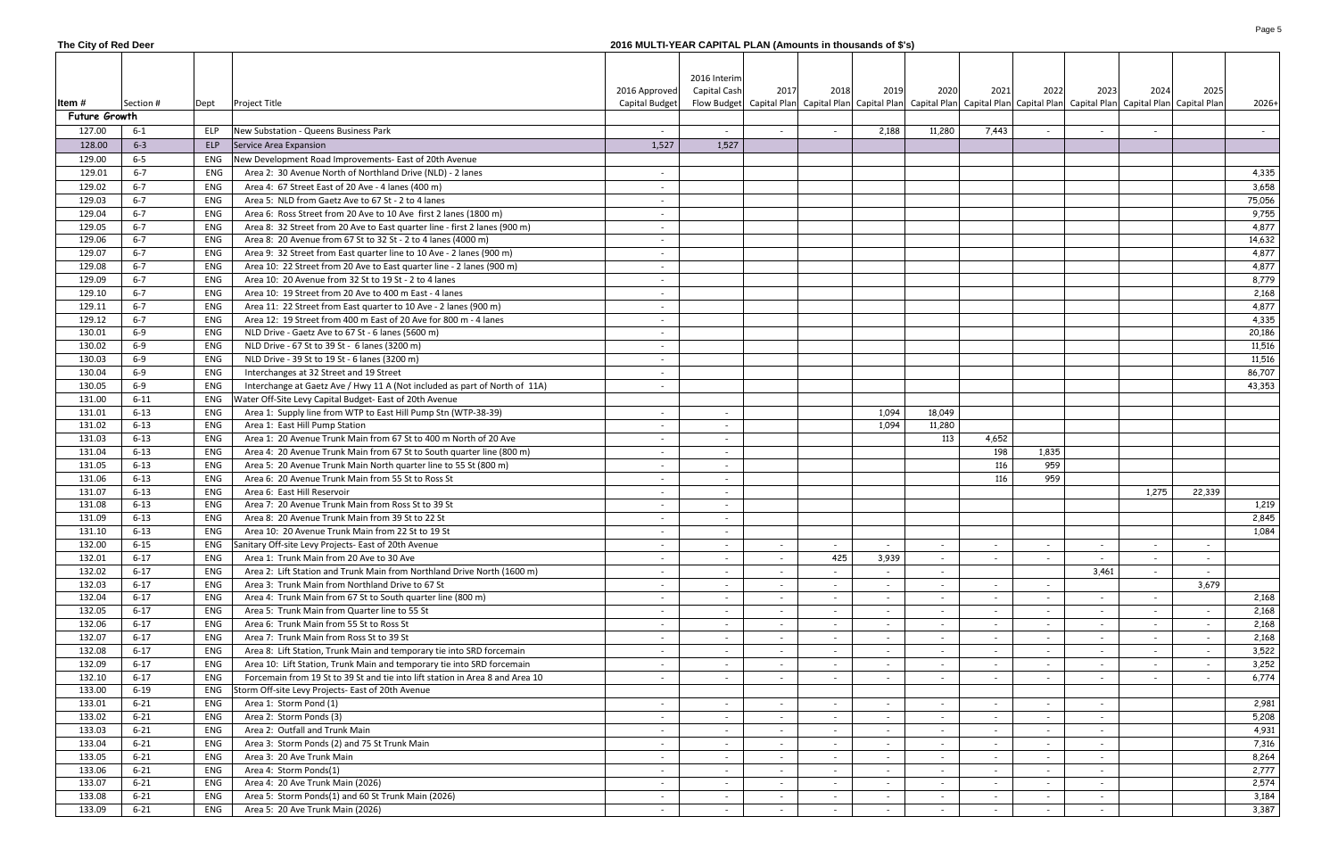| Item # | Section # | Dept | Project Title | 2016 Approved Capital Budget | 2016 Interim Capital Cash Flow Budget | 2017 Capital Plan | 2018 Capital Plan | 2019 Capital Plan | 2020 Capital Plan | 2021 Capital Plan | 2022 Capital Plan | 2023 Capital Plan | 2024 Capital Plan | 2025 Capital Plan | 2026+ |
|---|---|---|---|---|---|---|---|---|---|---|---|---|---|---|---|
| **Future Growth** | | | | | | | | | | | | | | | |
| 127.00 | 6-1 | ELP | New Substation - Queens Business Park | - | - | - | - | 2,188 | 11,280 | 7,443 | - | - | - | | - |
| 128.00 | 6-3 | ELP | Service Area Expansion | 1,527 | 1,527 | | | | | | | | | | |
| 129.00 | 6-5 | ENG | New Development Road Improvements- East of 20th Avenue | | | | | | | | | | | | |
| 129.01 | 6-7 | ENG | Area 2: 30 Avenue North of Northland Drive (NLD) - 2 lanes | - | | | | | | | | | | | 4,335 |
| 129.02 | 6-7 | ENG | Area 4: 67 Street East of 20 Ave - 4 lanes (400 m) | - | | | | | | | | | | | 3,658 |
| 129.03 | 6-7 | ENG | Area 5: NLD from Gaetz Ave to 67 St - 2 to 4 lanes | - | | | | | | | | | | | 75,056 |
| 129.04 | 6-7 | ENG | Area 6: Ross Street from 20 Ave to 10 Ave first 2 lanes (1800 m) | - | | | | | | | | | | | 9,755 |
| 129.05 | 6-7 | ENG | Area 8: 32 Street from 20 Ave to East quarter line - first 2 lanes (900 m) | - | | | | | | | | | | | 4,877 |
| 129.06 | 6-7 | ENG | Area 8: 20 Avenue from 67 St to 32 St - 2 to 4 lanes (4000 m) | - | | | | | | | | | | | 14,632 |
| 129.07 | 6-7 | ENG | Area 9: 32 Street from East quarter line to 10 Ave - 2 lanes (900 m) | - | | | | | | | | | | | 4,877 |
| 129.08 | 6-7 | ENG | Area 10: 22 Street from 20 Ave to East quarter line - 2 lanes (900 m) | - | | | | | | | | | | | 4,877 |
| 129.09 | 6-7 | ENG | Area 10: 20 Avenue from 32 St to 19 St - 2 to 4 lanes | - | | | | | | | | | | | 8,779 |
| 129.10 | 6-7 | ENG | Area 10: 19 Street from 20 Ave to 400 m East - 4 lanes | - | | | | | | | | | | | 2,168 |
| 129.11 | 6-7 | ENG | Area 11: 22 Street from East quarter to 10 Ave - 2 lanes (900 m) | - | | | | | | | | | | | 4,877 |
| 129.12 | 6-7 | ENG | Area 12: 19 Street from 400 m East of 20 Ave for 800 m - 4 lanes | - | | | | | | | | | | | 4,335 |
| 130.01 | 6-9 | ENG | NLD Drive - Gaetz Ave to 67 St - 6 lanes (5600 m) | - | | | | | | | | | | | 20,186 |
| 130.02 | 6-9 | ENG | NLD Drive - 67 St to 39 St - 6 lanes (3200 m) | - | | | | | | | | | | | 11,516 |
| 130.03 | 6-9 | ENG | NLD Drive - 39 St to 19 St - 6 lanes (3200 m) | - | | | | | | | | | | | 11,516 |
| 130.04 | 6-9 | ENG | Interchanges at 32 Street and 19 Street | - | | | | | | | | | | | 86,707 |
| 130.05 | 6-9 | ENG | Interchange at Gaetz Ave / Hwy 11 A (Not included as part of North of 11A) | - | | | | | | | | | | | 43,353 |
| 131.00 | 6-11 | ENG | Water Off-Site Levy Capital Budget- East of 20th Avenue | | | | | | | | | | | | |
| 131.01 | 6-13 | ENG | Area 1: Supply line from WTP to East Hill Pump Stn (WTP-38-39) | - | - | | | 1,094 | 18,049 | | | | | | |
| 131.02 | 6-13 | ENG | Area 1: East Hill Pump Station | - | - | | | 1,094 | 11,280 | | | | | | |
| 131.03 | 6-13 | ENG | Area 1: 20 Avenue Trunk Main from 67 St to 400 m North of 20 Ave | - | - | | | | 113 | 4,652 | | | | | |
| 131.04 | 6-13 | ENG | Area 4: 20 Avenue Trunk Main from 67 St to South quarter line (800 m) | - | - | | | | | 198 | 1,835 | | | | |
| 131.05 | 6-13 | ENG | Area 5: 20 Avenue Trunk Main North quarter line to 55 St (800 m) | - | - | | | | | 116 | 959 | | | | |
| 131.06 | 6-13 | ENG | Area 6: 20 Avenue Trunk Main from 55 St to Ross St | - | - | | | | | 116 | 959 | | | | |
| 131.07 | 6-13 | ENG | Area 6: East Hill Reservoir | - | - | | | | | | | | 1,275 | 22,339 | |
| 131.08 | 6-13 | ENG | Area 7: 20 Avenue Trunk Main from Ross St to 39 St | - | - | | | | | | | | | | 1,219 |
| 131.09 | 6-13 | ENG | Area 8: 20 Avenue Trunk Main from 39 St to 22 St | - | - | | | | | | | | | | 2,845 |
| 131.10 | 6-13 | ENG | Area 10: 20 Avenue Trunk Main from 22 St to 19 St | - | - | | | | | | | | | | 1,084 |
| 132.00 | 6-15 | ENG | Sanitary Off-site Levy Projects- East of 20th Avenue | - | - | - | - | - | - | - | - | - | - | - | |
| 132.01 | 6-17 | ENG | Area 1: Trunk Main from 20 Ave to 30 Ave | - | - | - | 425 | 3,939 | - | - | - | - | - | - | |
| 132.02 | 6-17 | ENG | Area 2: Lift Station and Trunk Main from Northland Drive North (1600 m) | - | - | - | - | - | - | | | 3,461 | - | - | |
| 132.03 | 6-17 | ENG | Area 3: Trunk Main from Northland Drive to 67 St | - | - | - | - | - | - | - | - | | | 3,679 | |
| 132.04 | 6-17 | ENG | Area 4: Trunk Main from 67 St to South quarter line (800 m) | - | - | - | - | - | - | - | - | - | - | | 2,168 |
| 132.05 | 6-17 | ENG | Area 5: Trunk Main from Quarter line to 55 St | - | - | - | - | - | - | - | - | - | - | - | 2,168 |
| 132.06 | 6-17 | ENG | Area 6: Trunk Main from 55 St to Ross St | - | - | - | - | - | - | - | - | - | - | - | 2,168 |
| 132.07 | 6-17 | ENG | Area 7: Trunk Main from Ross St to 39 St | - | - | - | - | - | - | - | - | - | - | - | 2,168 |
| 132.08 | 6-17 | ENG | Area 8: Lift Station, Trunk Main and temporary tie into SRD forcemain | - | - | - | - | - | - | - | - | - | - | - | 3,522 |
| 132.09 | 6-17 | ENG | Area 10: Lift Station, Trunk Main and temporary tie into SRD forcemain | - | - | - | - | - | - | - | - | - | - | - | 3,252 |
| 132.10 | 6-17 | ENG | Forcemain from 19 St to 39 St and tie into lift station in Area 8 and Area 10 | - | - | - | - | - | - | - | - | - | - | - | 6,774 |
| 133.00 | 6-19 | ENG | Storm Off-site Levy Projects- East of 20th Avenue | | | | | | | | | | | | |
| 133.01 | 6-21 | ENG | Area 1: Storm Pond (1) | - | - | - | - | - | - | - | - | - | | | 2,981 |
| 133.02 | 6-21 | ENG | Area 2: Storm Ponds (3) | - | - | - | - | - | - | - | - | - | | | 5,208 |
| 133.03 | 6-21 | ENG | Area 2: Outfall and Trunk Main | - | - | - | - | - | - | - | - | - | | | 4,931 |
| 133.04 | 6-21 | ENG | Area 3: Storm Ponds (2) and 75 St Trunk Main | - | - | - | - | - | - | - | - | - | | | 7,316 |
| 133.05 | 6-21 | ENG | Area 3: 20 Ave Trunk Main | - | - | - | - | - | - | - | - | - | | | 8,264 |
| 133.06 | 6-21 | ENG | Area 4: Storm Ponds(1) | - | - | - | - | - | - | - | - | - | | | 2,777 |
| 133.07 | 6-21 | ENG | Area 4: 20 Ave Trunk Main (2026) | - | - | - | - | - | - | - | - | - | | | 2,574 |
| 133.08 | 6-21 | ENG | Area 5: Storm Ponds(1) and 60 St Trunk Main (2026) | - | - | - | - | - | - | - | - | - | | | 3,184 |
| 133.09 | 6-21 | ENG | Area 5: 20 Ave Trunk Main (2026) | - | - | - | - | - | - | - | - | - | | | 3,387 |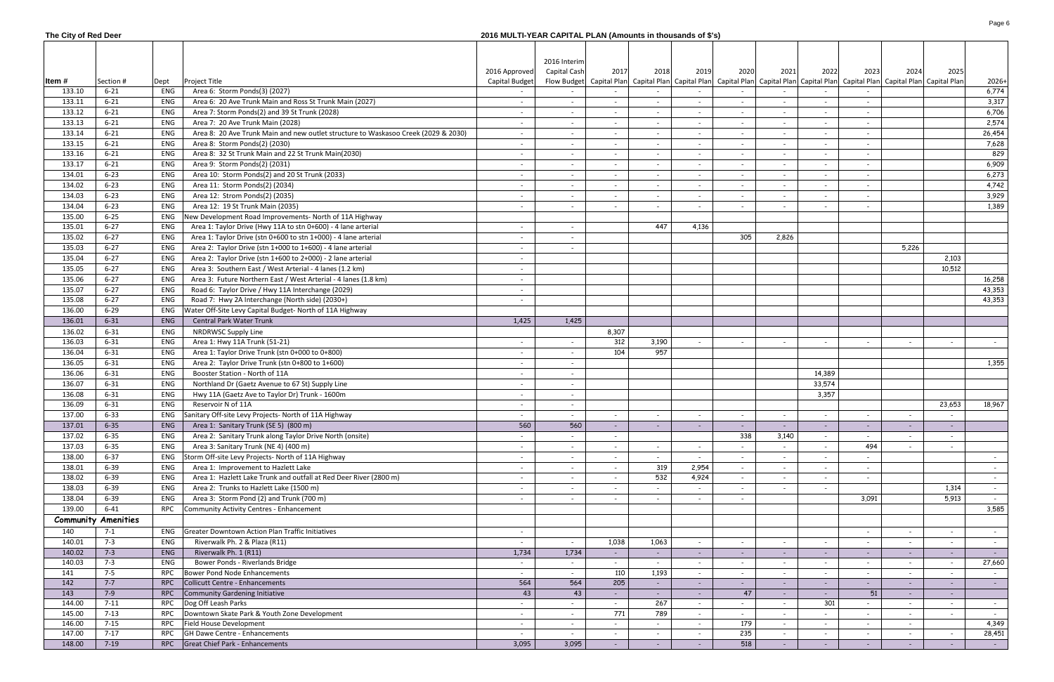**The City of Red Deer**

**2016 MULTI-YEAR CAPITAL PLAN (Amounts in thousands of $'s)**

| Item # | Section # | Dept | Project Title | 2016 Approved Capital Budget | 2016 Interim Capital Cash Flow Budget | 2017 Capital Plan | 2018 Capital Plan | 2019 Capital Plan | 2020 Capital Plan | 2021 Capital Plan | 2022 Capital Plan | 2023 Capital Plan | 2024 Capital Plan | 2025 Capital Plan | 2026+ |
|---|---|---|---|---|---|---|---|---|---|---|---|---|---|---|---|
| 133.10 | 6-21 | ENG | Area 6: Storm Ponds(3) (2027) | - | - | - | - | - | - | - | - | - | | | 6,774 |
| 133.11 | 6-21 | ENG | Area 6: 20 Ave Trunk Main and Ross St Trunk Main (2027) | - | - | - | - | - | - | - | - | - | | | 3,317 |
| 133.12 | 6-21 | ENG | Area 7: Storm Ponds(2) and 39 St Trunk (2028) | - | - | - | - | - | - | - | - | - | | | 6,706 |
| 133.13 | 6-21 | ENG | Area 7: 20 Ave Trunk Main (2028) | - | - | - | - | - | - | - | - | - | | | 2,574 |
| 133.14 | 6-21 | ENG | Area 8: 20 Ave Trunk Main and new outlet structure to Waskasoo Creek (2029 & 2030) | - | - | - | - | - | - | - | - | - | | | 26,454 |
| 133.15 | 6-21 | ENG | Area 8: Storm Ponds(2) (2030) | - | - | - | - | - | - | - | - | - | | | 7,628 |
| 133.16 | 6-21 | ENG | Area 8: 32 St Trunk Main and 22 St Trunk Main(2030) | - | - | - | - | - | - | - | - | - | | | 829 |
| 133.17 | 6-21 | ENG | Area 9: Storm Ponds(2) (2031) | - | - | - | - | - | - | - | - | - | | | 6,909 |
| 134.01 | 6-23 | ENG | Area 10: Storm Ponds(2) and 20 St Trunk (2033) | - | - | - | - | - | - | - | - | - | | | 6,273 |
| 134.02 | 6-23 | ENG | Area 11: Storm Ponds(2) (2034) | - | - | - | - | - | - | - | - | - | | | 4,742 |
| 134.03 | 6-23 | ENG | Area 12: Strom Ponds(2) (2035) | - | - | - | - | - | - | - | - | - | | | 3,929 |
| 134.04 | 6-23 | ENG | Area 12: 19 St Trunk Main (2035) | - | - | - | - | - | - | - | - | - | | | 1,389 |
| 135.00 | 6-25 | ENG | New Development Road Improvements- North of 11A Highway | | | | | | | | | | | | |
| 135.01 | 6-27 | ENG | Area 1: Taylor Drive (Hwy 11A to stn 0+600) - 4 lane arterial | - | - | | 447 | 4,136 | | | | | | | |
| 135.02 | 6-27 | ENG | Area 1: Taylor Drive (stn 0+600 to stn 1+000) - 4 lane arterial | - | - | | | | 305 | 2,826 | | | | | |
| 135.03 | 6-27 | ENG | Area 2: Taylor Drive (stn 1+000 to 1+600) - 4 lane arterial | - | - | | | | | | | | 5,226 | | |
| 135.04 | 6-27 | ENG | Area 2: Taylor Drive (stn 1+600 to 2+000) - 2 lane arterial | - | | | | | | | | | | 2,103 | |
| 135.05 | 6-27 | ENG | Area 3: Southern East / West Arterial - 4 lanes (1.2 km) | - | | | | | | | | | | 10,512 | |
| 135.06 | 6-27 | ENG | Area 3: Future Northern East / West Arterial - 4 lanes (1.8 km) | - | | | | | | | | | | | 16,258 |
| 135.07 | 6-27 | ENG | Road 6: Taylor Drive / Hwy 11A Interchange (2029) | - | | | | | | | | | | | 43,353 |
| 135.08 | 6-27 | ENG | Road 7: Hwy 2A Interchange (North side) (2030+) | - | | | | | | | | | | | 43,353 |
| 136.00 | 6-29 | ENG | Water Off-Site Levy Capital Budget- North of 11A Highway | | | | | | | | | | | | |
| 136.01 | 6-31 | ENG | Central Park Water Trunk | 1,425 | 1,425 | | | | | | | | | | |
| 136.02 | 6-31 | ENG | NRDRWSC Supply Line | | | 8,307 | | | | | | | | | |
| 136.03 | 6-31 | ENG | Area 1: Hwy 11A Trunk (51-21) | - | - | 312 | 3,190 | - | - | - | - | - | - | - | - |
| 136.04 | 6-31 | ENG | Area 1: Taylor Drive Trunk (stn 0+000 to 0+800) | - | - | 104 | 957 | | | | | | | | |
| 136.05 | 6-31 | ENG | Area 2: Taylor Drive Trunk (stn 0+800 to 1+600) | - | - | | | | | | | | | | 1,355 |
| 136.06 | 6-31 | ENG | Booster Station - North of 11A | - | - | | | | | | 14,389 | | | | |
| 136.07 | 6-31 | ENG | Northland Dr (Gaetz Avenue to 67 St) Supply Line | - | - | | | | | | 33,574 | | | | |
| 136.08 | 6-31 | ENG | Hwy 11A (Gaetz Ave to Taylor Dr) Trunk - 1600m | - | - | | | | | | 3,357 | | | | |
| 136.09 | 6-31 | ENG | Reservoir N of 11A | - | - | | | | | | | | | 23,653 | 18,967 |
| 137.00 | 6-33 | ENG | Sanitary Off-site Levy Projects- North of 11A Highway | - | - | - | - | - | - | - | - | - | - | - | |
| 137.01 | 6-35 | ENG | Area 1: Sanitary Trunk (SE 5) (800 m) | 560 | 560 | - | - | - | - | - | - | - | - | - | |
| 137.02 | 6-35 | ENG | Area 2: Sanitary Trunk along Taylor Drive North (onsite) | - | - | - | | | 338 | 3,140 | - | - | - | - | |
| 137.03 | 6-35 | ENG | Area 3: Sanitary Trunk (NE 4) (400 m) | - | - | - | - | - | - | - | - | 494 | - | - | |
| 138.00 | 6-37 | ENG | Storm Off-site Levy Projects- North of 11A Highway | - | - | - | - | - | - | - | - | - | | | - |
| 138.01 | 6-39 | ENG | Area 1: Improvement to Hazlett Lake | - | - | - | 319 | 2,954 | - | - | - | - | | | - |
| 138.02 | 6-39 | ENG | Area 1: Hazlett Lake Trunk and outfall at Red Deer River (2800 m) | - | - | - | 532 | 4,924 | - | - | - | - | | | - |
| 138.03 | 6-39 | ENG | Area 2: Trunks to Hazlett Lake (1500 m) | - | - | - | - | - | - | - | - | | | 1,314 | - |
| 138.04 | 6-39 | ENG | Area 3: Storm Pond (2) and Trunk (700 m) | - | - | - | - | - | - | | | 3,091 | | 5,913 | - |
| 139.00 | 6-41 | RPC | Community Activity Centres - Enhancement | | | | | | | | | | | | 3,585 |
| **Community Amenities** | | | | | | | | | | | | | | | |
| 140 | 7-1 | ENG | Greater Downtown Action Plan Traffic Initiatives | - | | | | | | | | - | - | - | - |
| 140.01 | 7-3 | ENG | Riverwalk Ph. 2 & Plaza (R11) | - | - | 1,038 | 1,063 | - | - | - | - | - | - | - | - |
| 140.02 | 7-3 | ENG | Riverwalk Ph. 1 (R11) | 1,734 | 1,734 | - | - | - | - | - | - | - | - | - | - |
| 140.03 | 7-3 | ENG | Bower Ponds - Riverlands Bridge | - | - | - | - | - | - | - | - | - | - | - | 27,660 |
| 141 | 7-5 | RPC | Bower Pond Node Enhancements | - | - | 110 | 1,193 | - | - | - | - | - | - | - | - |
| 142 | 7-7 | RPC | Collicutt Centre - Enhancements | 564 | 564 | 205 | - | - | - | - | - | - | - | - | - |
| 143 | 7-9 | RPC | Community Gardening Initiative | 43 | 43 | - | - | - | 47 | - | - | 51 | - | - | |
| 144.00 | 7-11 | RPC | Dog Off Leash Parks | - | - | - | 267 | - | - | - | 301 | - | - | - | - |
| 145.00 | 7-13 | RPC | Downtown Skate Park & Youth Zone Development | - | - | 771 | 789 | - | - | - | - | - | - | - | - |
| 146.00 | 7-15 | RPC | Field House Development | - | - | - | - | - | 179 | - | - | - | - | | 4,349 |
| 147.00 | 7-17 | RPC | GH Dawe Centre - Enhancements | - | - | - | - | - | 235 | - | - | - | - | - | 28,451 |
| 148.00 | 7-19 | RPC | Great Chief Park - Enhancements | 3,095 | 3,095 | - | - | - | 518 | - | - | - | - | - | - |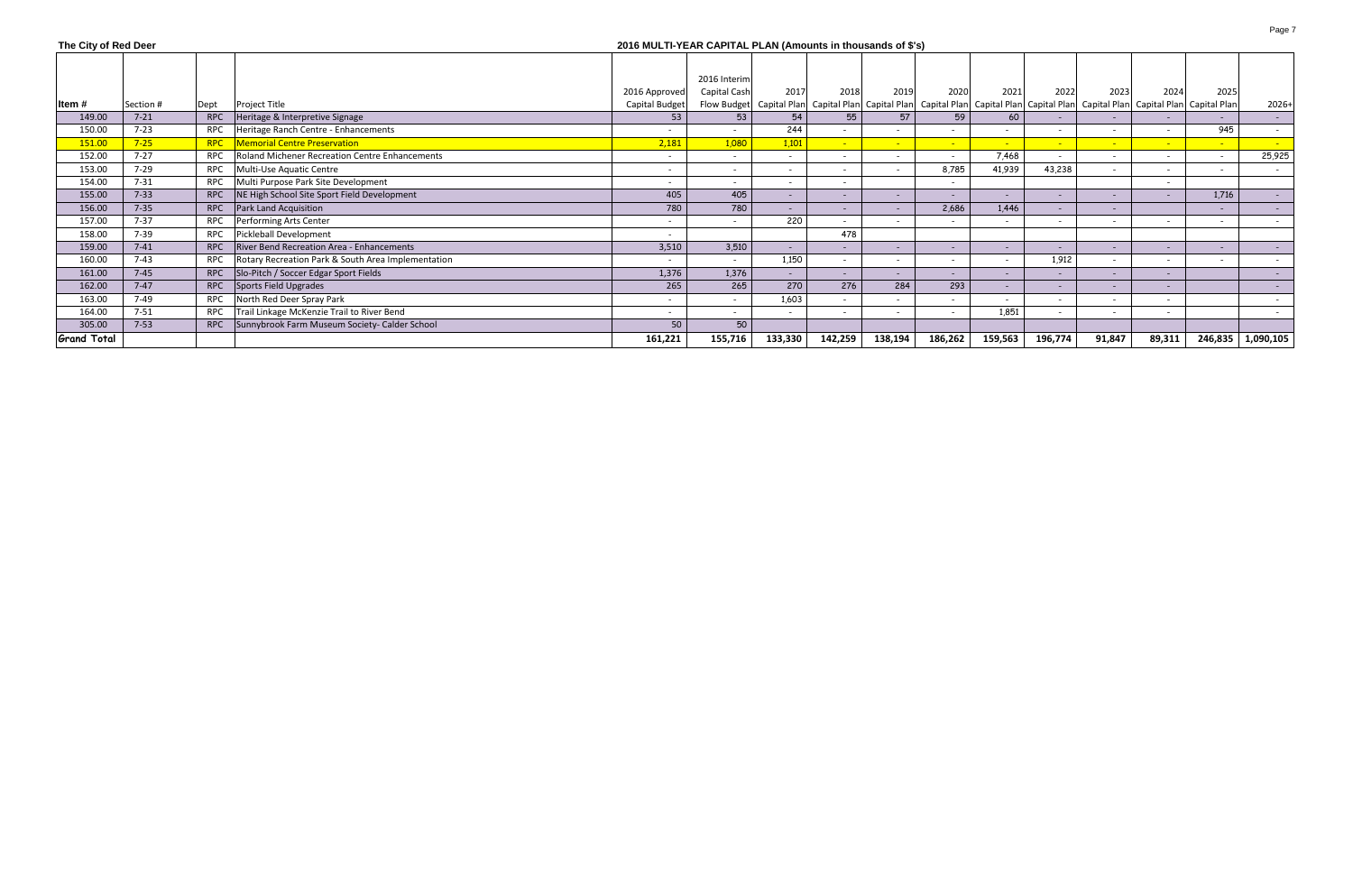| Item # | Section # | Dept | Project Title | 2016 Approved Capital Budget | 2016 Interim Capital Cash Flow Budget | 2017 Capital Plan | 2018 Capital Plan | 2019 Capital Plan | 2020 Capital Plan | 2021 Capital Plan | 2022 Capital Plan | 2023 Capital Plan | 2024 Capital Plan | 2025 Capital Plan | 2026+ |
|---|---|---|---|---|---|---|---|---|---|---|---|---|---|---|---|
| 149.00 | 7-21 | RPC | Heritage & Interpretive Signage | 53 | 53 | 54 | 55 | 57 | 59 | 60 | - | - | - | - | - |
| 150.00 | 7-23 | RPC | Heritage Ranch Centre - Enhancements | - | - | 244 | - | - | - | - | - | - | - | 945 | - |
| 151.00 | 7-25 | RPC | Memorial Centre Preservation | 2,181 | 1,080 | 1,101 | - | - | - | - | - | - | - | - | - |
| 152.00 | 7-27 | RPC | Roland Michener Recreation Centre Enhancements | - | - | - | - | - | - | 7,468 | - | - | - | - | 25,925 |
| 153.00 | 7-29 | RPC | Multi-Use Aquatic Centre | - | - | - | - | - | 8,785 | 41,939 | 43,238 | - | - | - | - |
| 154.00 | 7-31 | RPC | Multi Purpose Park Site Development | - | - | - | - | | - | | | | - | | |
| 155.00 | 7-33 | RPC | NE High School Site Sport Field Development | 405 | 405 | - | - | - | - | - | - | - | - | 1,716 | - |
| 156.00 | 7-35 | RPC | Park Land Acquisition | 780 | 780 | - | - | - | 2,686 | 1,446 | - | - | | - | - |
| 157.00 | 7-37 | RPC | Performing Arts Center | - | - | 220 | - | - | - | - | - | - | - | - | - |
| 158.00 | 7-39 | RPC | Pickleball Development | - | | | 478 | | | | | | | | |
| 159.00 | 7-41 | RPC | River Bend Recreation Area - Enhancements | 3,510 | 3,510 | - | - | - | - | - | - | - | - | - | - |
| 160.00 | 7-43 | RPC | Rotary Recreation Park & South Area Implementation | - | - | 1,150 | - | - | - | - | 1,912 | - | - | - | - |
| 161.00 | 7-45 | RPC | Slo-Pitch / Soccer Edgar Sport Fields | 1,376 | 1,376 | - | - | - | - | - | - | - | - | | - |
| 162.00 | 7-47 | RPC | Sports Field Upgrades | 265 | 265 | 270 | 276 | 284 | 293 | - | - | - | - | | - |
| 163.00 | 7-49 | RPC | North Red Deer Spray Park | - | - | 1,603 | - | - | - | - | - | - | - | | - |
| 164.00 | 7-51 | RPC | Trail Linkage McKenzie Trail to River Bend | - | - | - | - | - | - | 1,851 | - | - | - | | - |
| 305.00 | 7-53 | RPC | Sunnybrook Farm Museum Society- Calder School | 50 | 50 | | | | | | | | | | |
| **Grand Total** | | | | **161,221** | **155,716** | **133,330** | **142,259** | **138,194** | **186,262** | **159,563** | **196,774** | **91,847** | **89,311** | **246,835** | **1,090,105** |